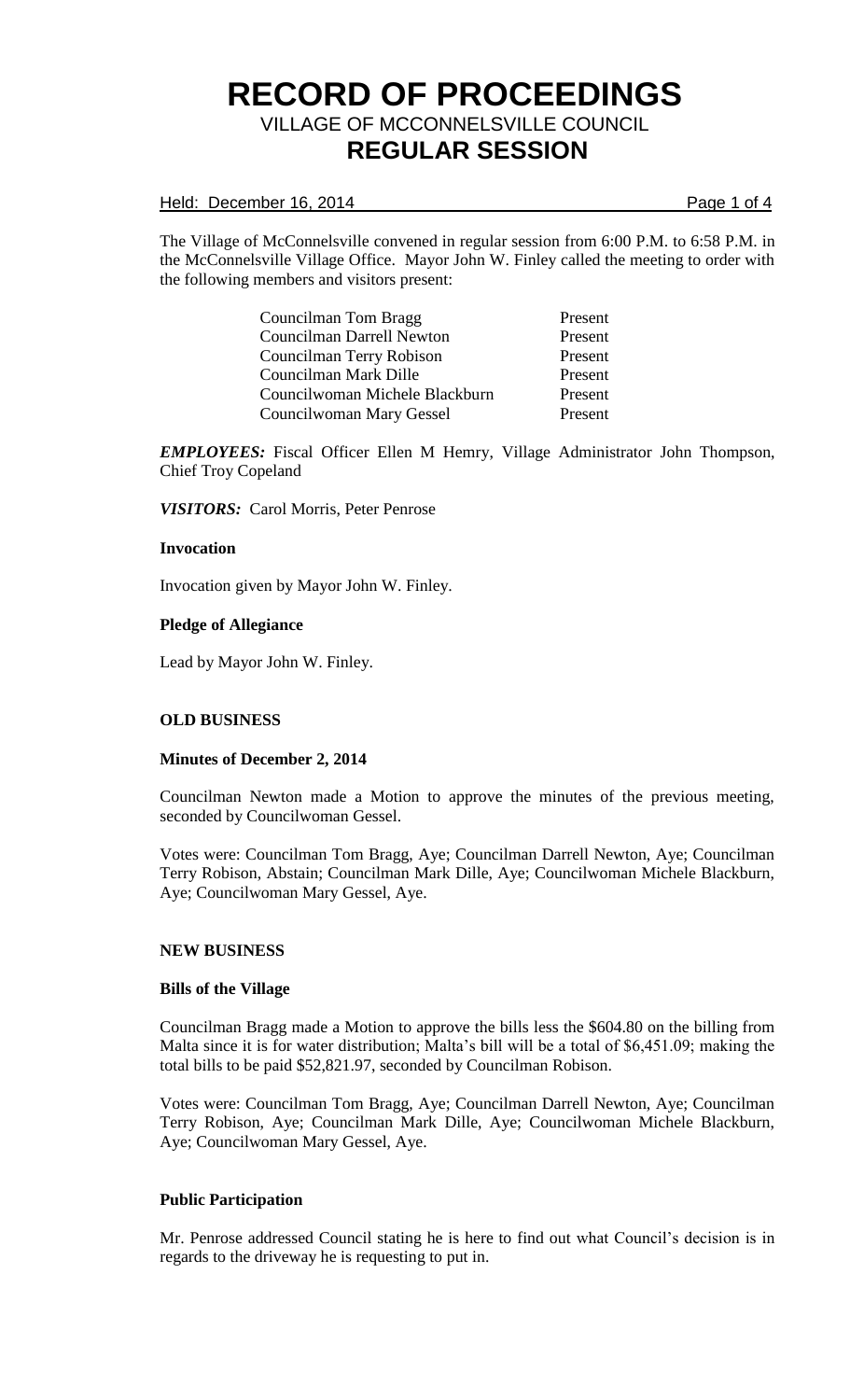# RECORD OF PROCEEDINGS

VILLAGE OF MCCONNELSVILLE COUNCIL

## REGULAR SESSION

Held: December 16, 2014

The Village of McConnelsville convened in regular session from 6:00 P.M. to 6:58 P.M. in the McConnelsville Village Office. Mayor John W. Finley called the meeting to order with the following members and visitors present:

| | |
|---|---|
| Councilman Tom Bragg | Present |
| Councilman Darrell Newton | Present |
| Councilman Terry Robison | Present |
| Councilman Mark Dille | Present |
| Councilwoman Michele Blackburn | Present |
| Councilwoman Mary Gessel | Present |

***EMPLOYEES:*** Fiscal Officer Ellen M Hemry, Village Administrator John Thompson, Chief Troy Copeland

***VISITORS:*** Carol Morris, Peter Penrose

**Invocation**

Invocation given by Mayor John W. Finley.

**Pledge of Allegiance**

Lead by Mayor John W. Finley.

**OLD BUSINESS**

**Minutes of December 2, 2014**

Councilman Newton made a Motion to approve the minutes of the previous meeting, seconded by Councilwoman Gessel.

Votes were: Councilman Tom Bragg, Aye; Councilman Darrell Newton, Aye; Councilman Terry Robison, Abstain; Councilman Mark Dille, Aye; Councilwoman Michele Blackburn, Aye; Councilwoman Mary Gessel, Aye.

**NEW BUSINESS**

**Bills of the Village**

Councilman Bragg made a Motion to approve the bills less the $604.80 on the billing from Malta since it is for water distribution; Malta's bill will be a total of $6,451.09; making the total bills to be paid $52,821.97, seconded by Councilman Robison.

Votes were: Councilman Tom Bragg, Aye; Councilman Darrell Newton, Aye; Councilman Terry Robison, Aye; Councilman Mark Dille, Aye; Councilwoman Michele Blackburn, Aye; Councilwoman Mary Gessel, Aye.

**Public Participation**

Mr. Penrose addressed Council stating he is here to find out what Council's decision is in regards to the driveway he is requesting to put in.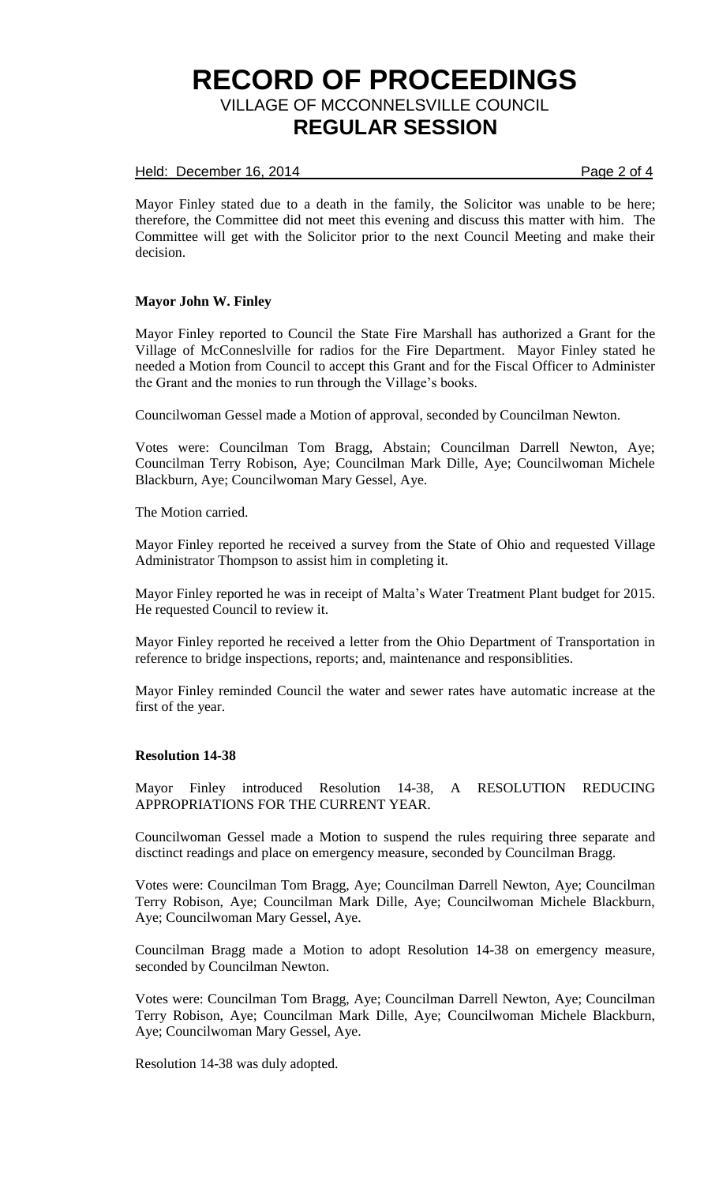Mayor Finley stated due to a death in the family, the Solicitor was unable to be here; therefore, the Committee did not meet this evening and discuss this matter with him. The Committee will get with the Solicitor prior to the next Council Meeting and make their decision.

### Mayor John W. Finley

Mayor Finley reported to Council the State Fire Marshall has authorized a Grant for the Village of McConneslville for radios for the Fire Department. Mayor Finley stated he needed a Motion from Council to accept this Grant and for the Fiscal Officer to Administer the Grant and the monies to run through the Village's books.

Councilwoman Gessel made a Motion of approval, seconded by Councilman Newton.

Votes were: Councilman Tom Bragg, Abstain; Councilman Darrell Newton, Aye; Councilman Terry Robison, Aye; Councilman Mark Dille, Aye; Councilwoman Michele Blackburn, Aye; Councilwoman Mary Gessel, Aye.

The Motion carried.

Mayor Finley reported he received a survey from the State of Ohio and requested Village Administrator Thompson to assist him in completing it.

Mayor Finley reported he was in receipt of Malta's Water Treatment Plant budget for 2015. He requested Council to review it.

Mayor Finley reported he received a letter from the Ohio Department of Transportation in reference to bridge inspections, reports; and, maintenance and responsiblities.

Mayor Finley reminded Council the water and sewer rates have automatic increase at the first of the year.

### Resolution 14-38

Mayor Finley introduced Resolution 14-38, A RESOLUTION REDUCING APPROPRIATIONS FOR THE CURRENT YEAR.

Councilwoman Gessel made a Motion to suspend the rules requiring three separate and disctinct readings and place on emergency measure, seconded by Councilman Bragg.

Votes were: Councilman Tom Bragg, Aye; Councilman Darrell Newton, Aye; Councilman Terry Robison, Aye; Councilman Mark Dille, Aye; Councilwoman Michele Blackburn, Aye; Councilwoman Mary Gessel, Aye.

Councilman Bragg made a Motion to adopt Resolution 14-38 on emergency measure, seconded by Councilman Newton.

Votes were: Councilman Tom Bragg, Aye; Councilman Darrell Newton, Aye; Councilman Terry Robison, Aye; Councilman Mark Dille, Aye; Councilwoman Michele Blackburn, Aye; Councilwoman Mary Gessel, Aye.

Resolution 14-38 was duly adopted.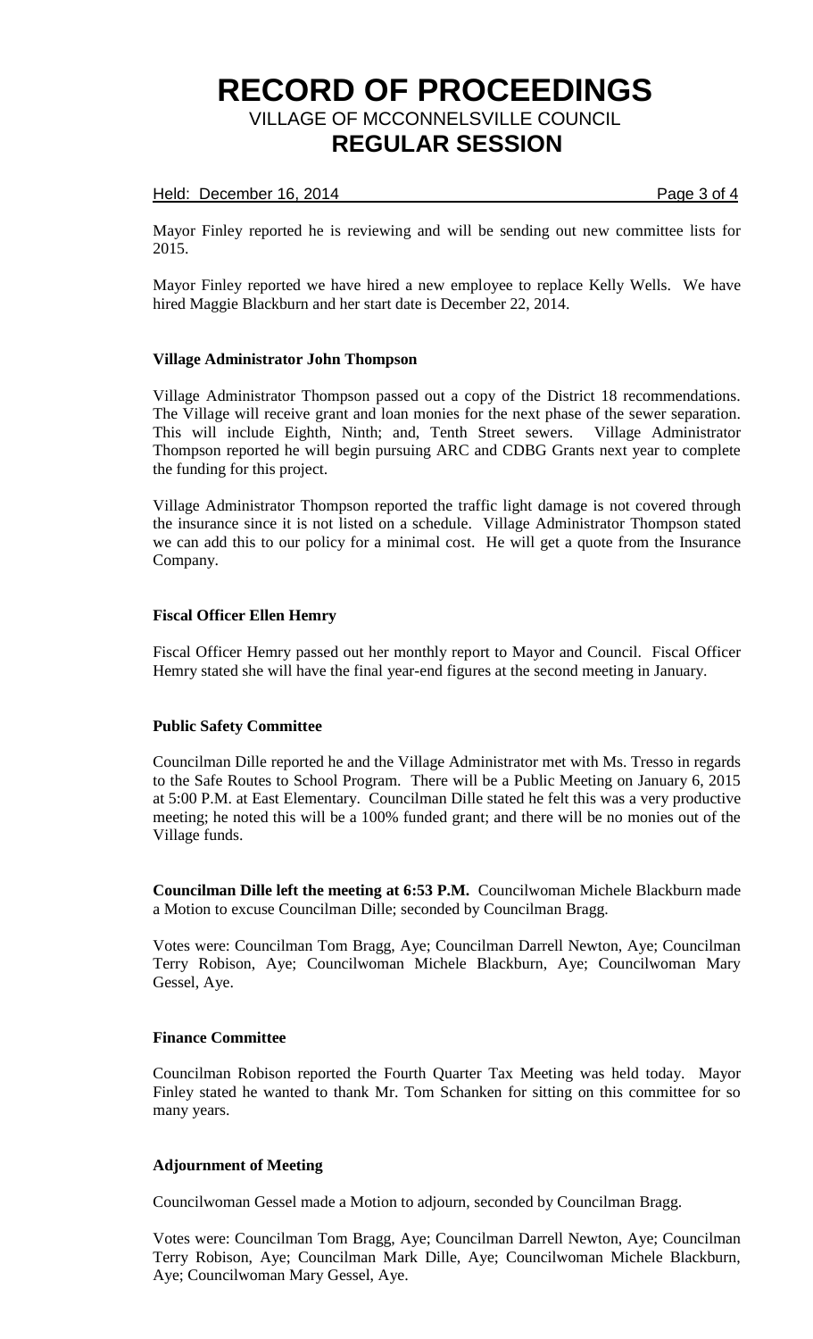Mayor Finley reported he is reviewing and will be sending out new committee lists for 2015.

Mayor Finley reported we have hired a new employee to replace Kelly Wells. We have hired Maggie Blackburn and her start date is December 22, 2014.

**Village Administrator John Thompson**

Village Administrator Thompson passed out a copy of the District 18 recommendations. The Village will receive grant and loan monies for the next phase of the sewer separation. This will include Eighth, Ninth; and, Tenth Street sewers. Village Administrator Thompson reported he will begin pursuing ARC and CDBG Grants next year to complete the funding for this project.

Village Administrator Thompson reported the traffic light damage is not covered through the insurance since it is not listed on a schedule. Village Administrator Thompson stated we can add this to our policy for a minimal cost. He will get a quote from the Insurance Company.

**Fiscal Officer Ellen Hemry**

Fiscal Officer Hemry passed out her monthly report to Mayor and Council. Fiscal Officer Hemry stated she will have the final year-end figures at the second meeting in January.

**Public Safety Committee**

Councilman Dille reported he and the Village Administrator met with Ms. Tresso in regards to the Safe Routes to School Program. There will be a Public Meeting on January 6, 2015 at 5:00 P.M. at East Elementary. Councilman Dille stated he felt this was a very productive meeting; he noted this will be a 100% funded grant; and there will be no monies out of the Village funds.

**Councilman Dille left the meeting at 6:53 P.M.** Councilwoman Michele Blackburn made a Motion to excuse Councilman Dille; seconded by Councilman Bragg.

Votes were: Councilman Tom Bragg, Aye; Councilman Darrell Newton, Aye; Councilman Terry Robison, Aye; Councilwoman Michele Blackburn, Aye; Councilwoman Mary Gessel, Aye.

**Finance Committee**

Councilman Robison reported the Fourth Quarter Tax Meeting was held today. Mayor Finley stated he wanted to thank Mr. Tom Schanken for sitting on this committee for so many years.

**Adjournment of Meeting**

Councilwoman Gessel made a Motion to adjourn, seconded by Councilman Bragg.

Votes were: Councilman Tom Bragg, Aye; Councilman Darrell Newton, Aye; Councilman Terry Robison, Aye; Councilman Mark Dille, Aye; Councilwoman Michele Blackburn, Aye; Councilwoman Mary Gessel, Aye.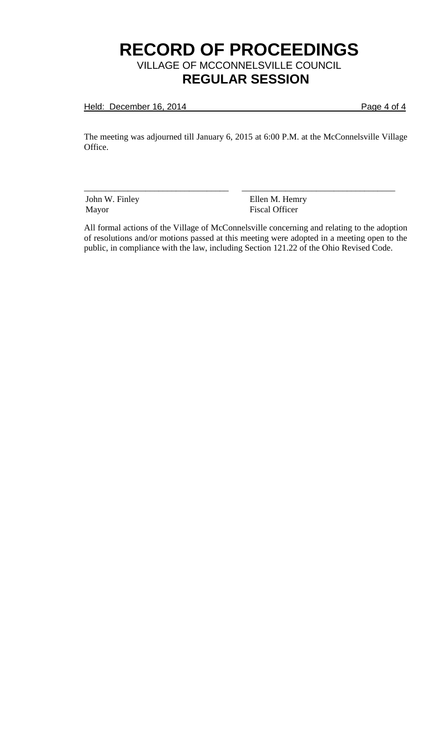The meeting was adjourned till January 6, 2015 at 6:00 P.M. at the McConnelsville Village Office.

| | |
|---|---|
| \_\_\_\_\_\_\_\_\_\_\_\_\_\_\_\_\_\_\_\_\_\_\_\_\_\_\_\_\_\_\_\_ | \_\_\_\_\_\_\_\_\_\_\_\_\_\_\_\_\_\_\_\_\_\_\_\_\_\_\_\_\_\_\_\_ |
| John W. Finley<br>Mayor | Ellen M. Hemry<br>Fiscal Officer |

All formal actions of the Village of McConnelsville concerning and relating to the adoption of resolutions and/or motions passed at this meeting were adopted in a meeting open to the public, in compliance with the law, including Section 121.22 of the Ohio Revised Code.